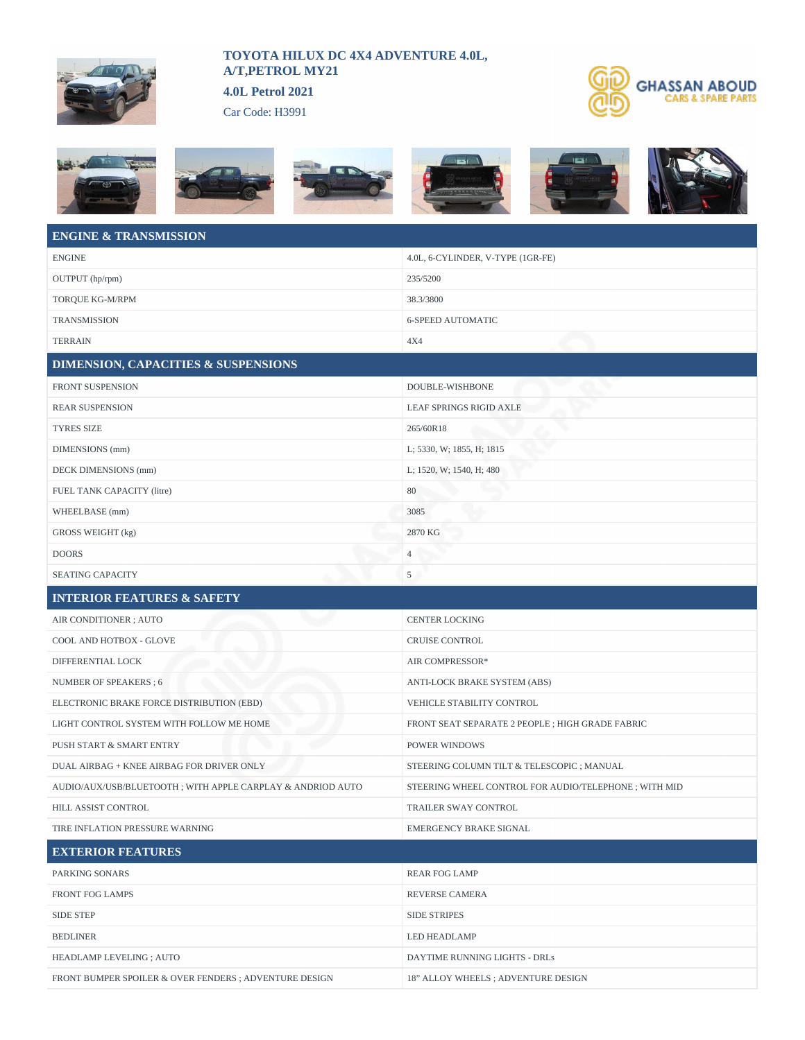# TOYOTA HILUX DC 4X4 ADVENTURE 4.0L, A/T,PETROL MY21

**4.0L Petrol 2021**

Car Code: H3991

GHASSAN ABOUD
CARS & SPARE PARTS

## ENGINE & TRANSMISSION

| | |
|---|---|
| ENGINE | 4.0L, 6-CYLINDER, V-TYPE (1GR-FE) |
| OUTPUT (hp/rpm) | 235/5200 |
| TORQUE KG-M/RPM | 38.3/3800 |
| TRANSMISSION | 6-SPEED AUTOMATIC |
| TERRAIN | 4X4 |

## DIMENSION, CAPACITIES & SUSPENSIONS

| | |
|---|---|
| FRONT SUSPENSION | DOUBLE-WISHBONE |
| REAR SUSPENSION | LEAF SPRINGS RIGID AXLE |
| TYRES SIZE | 265/60R18 |
| DIMENSIONS (mm) | L; 5330, W; 1855, H; 1815 |
| DECK DIMENSIONS (mm) | L; 1520, W; 1540, H; 480 |
| FUEL TANK CAPACITY (litre) | 80 |
| WHEELBASE (mm) | 3085 |
| GROSS WEIGHT (kg) | 2870 KG |
| DOORS | 4 |
| SEATING CAPACITY | 5 |

## INTERIOR FEATURES & SAFETY

| | |
|---|---|
| AIR CONDITIONER ; AUTO | CENTER LOCKING |
| COOL AND HOTBOX - GLOVE | CRUISE CONTROL |
| DIFFERENTIAL LOCK | AIR COMPRESSOR* |
| NUMBER OF SPEAKERS ; 6 | ANTI-LOCK BRAKE SYSTEM (ABS) |
| ELECTRONIC BRAKE FORCE DISTRIBUTION (EBD) | VEHICLE STABILITY CONTROL |
| LIGHT CONTROL SYSTEM WITH FOLLOW ME HOME | FRONT SEAT SEPARATE 2 PEOPLE ; HIGH GRADE FABRIC |
| PUSH START & SMART ENTRY | POWER WINDOWS |
| DUAL AIRBAG + KNEE AIRBAG FOR DRIVER ONLY | STEERING COLUMN TILT & TELESCOPIC ; MANUAL |
| AUDIO/AUX/USB/BLUETOOTH ; WITH APPLE CARPLAY & ANDRIOD AUTO | STEERING WHEEL CONTROL FOR AUDIO/TELEPHONE ; WITH MID |
| HILL ASSIST CONTROL | TRAILER SWAY CONTROL |
| TIRE INFLATION PRESSURE WARNING | EMERGENCY BRAKE SIGNAL |

## EXTERIOR FEATURES

| | |
|---|---|
| PARKING SONARS | REAR FOG LAMP |
| FRONT FOG LAMPS | REVERSE CAMERA |
| SIDE STEP | SIDE STRIPES |
| BEDLINER | LED HEADLAMP |
| HEADLAMP LEVELING ; AUTO | DAYTIME RUNNING LIGHTS - DRLs |
| FRONT BUMPER SPOILER & OVER FENDERS ; ADVENTURE DESIGN | 18" ALLOY WHEELS ; ADVENTURE DESIGN |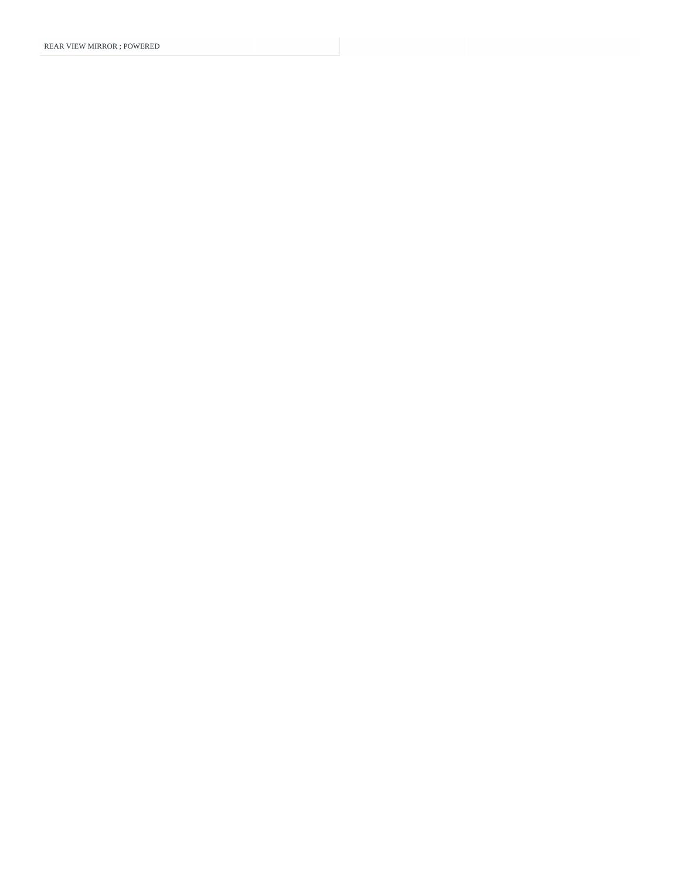| | |
|---|---|
| REAR VIEW MIRROR ; POWERED | |